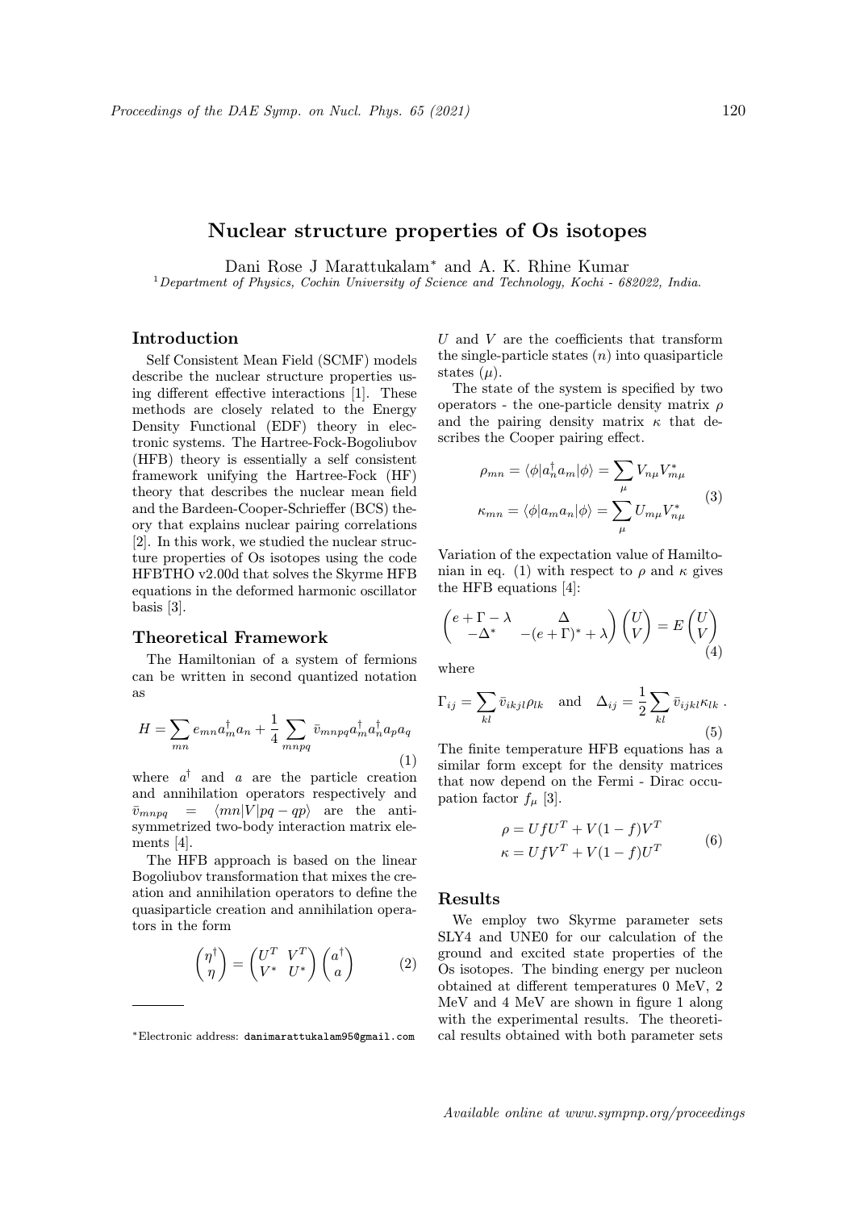# Nuclear structure properties of Os isotopes

Dani Rose J Marattukalam* and A. K. Rhine Kumar

[1] *Department of Physics, Cochin University of Science and Technology, Kochi - 682022, India.*

## Introduction

Self Consistent Mean Field (SCMF) models describe the nuclear structure properties using different effective interactions [1]. These methods are closely related to the Energy Density Functional (EDF) theory in electronic systems. The Hartree-Fock-Bogoliubov (HFB) theory is essentially a self consistent framework unifying the Hartree-Fock (HF) theory that describes the nuclear mean field and the Bardeen-Cooper-Schrieffer (BCS) theory that explains nuclear pairing correlations [2]. In this work, we studied the nuclear structure properties of Os isotopes using the code HFBTHO v2.00d that solves the Skyrme HFB equations in the deformed harmonic oscillator basis [3].

## Theoretical Framework

The Hamiltonian of a system of fermions can be written in second quantized notation as

$$H = \sum_{mn} e_{mn} a_m^\dagger a_n + \frac{1}{4} \sum_{mnpq} \bar{v}_{mnpq} a_m^\dagger a_n^\dagger a_p a_q \tag{1}$$

where $a^\dagger$ and $a$ are the particle creation and annihilation operators respectively and $\bar{v}_{mnpq} = \langle mn|V|pq - qp\rangle$ are the anti-symmetrized two-body interaction matrix elements [4].

The HFB approach is based on the linear Bogoliubov transformation that mixes the creation and annihilation operators to define the quasiparticle creation and annihilation operators in the form

$$\begin{pmatrix} \eta^\dagger \\ \eta \end{pmatrix} = \begin{pmatrix} U^T & V^T \\ V^* & U^* \end{pmatrix} \begin{pmatrix} a^\dagger \\ a \end{pmatrix} \tag{2}$$

$U$ and $V$ are the coefficients that transform the single-particle states ($n$) into quasiparticle states ($\mu$).

The state of the system is specified by two operators - the one-particle density matrix $\rho$ and the pairing density matrix $\kappa$ that describes the Cooper pairing effect.

$$\begin{aligned} \rho_{mn} &= \langle \phi | a_n^\dagger a_m | \phi \rangle = \sum_\mu V_{n\mu} V_{m\mu}^* \\ \kappa_{mn} &= \langle \phi | a_m a_n | \phi \rangle = \sum_\mu U_{m\mu} V_{n\mu}^* \end{aligned} \tag{3}$$

Variation of the expectation value of Hamiltonian in eq. (1) with respect to $\rho$ and $\kappa$ gives the HFB equations [4]:

$$\begin{pmatrix} e + \Gamma - \lambda & \Delta \\ -\Delta^* & -(e+\Gamma)^* + \lambda \end{pmatrix} \begin{pmatrix} U \\ V \end{pmatrix} = E \begin{pmatrix} U \\ V \end{pmatrix} \tag{4}$$

where

$$\Gamma_{ij} = \sum_{kl} \bar{v}_{ikjl} \rho_{lk} \quad \text{and} \quad \Delta_{ij} = \frac{1}{2} \sum_{kl} \bar{v}_{ijkl} \kappa_{lk} \, . \tag{5}$$

The finite temperature HFB equations has a similar form except for the density matrices that now depend on the Fermi - Dirac occupation factor $f_\mu$ [3].

$$\begin{aligned} \rho &= U f U^T + V(1-f) V^T \\ \kappa &= U f V^T + V(1-f) U^T \end{aligned} \tag{6}$$

## Results

We employ two Skyrme parameter sets SLY4 and UNE0 for our calculation of the ground and excited state properties of the Os isotopes. The binding energy per nucleon obtained at different temperatures 0 MeV, 2 MeV and 4 MeV are shown in figure 1 along with the experimental results. The theoretical results obtained with both parameter sets

---

*Electronic address: danimarattukalam95@gmail.com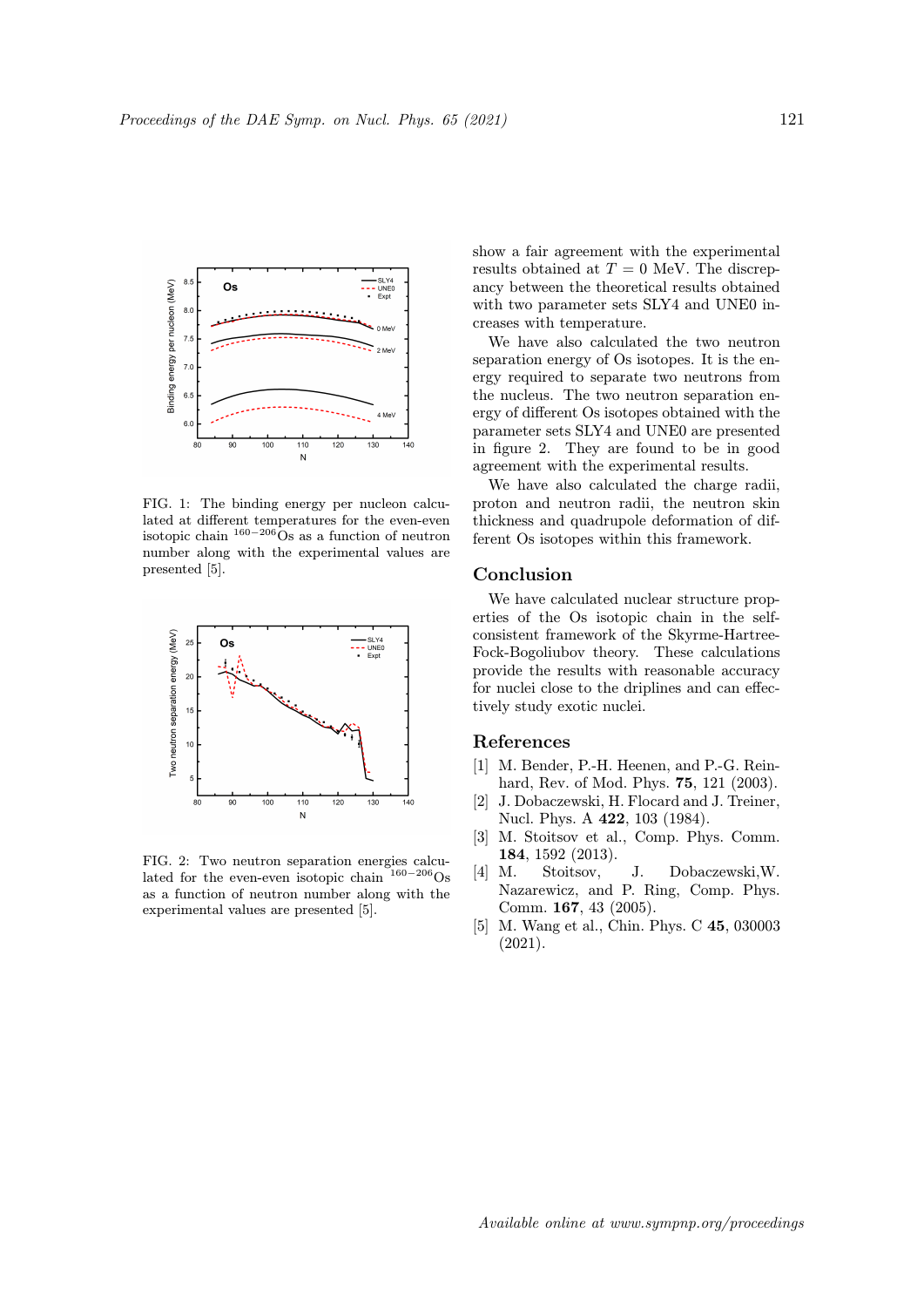Os

SLY4
UNE0
Expt

Binding energy per nucleon (MeV)

8.5
8.0
7.5
7.0
6.5
6.0

0 MeV
2 MeV
4 MeV

80 90 100 110 120 130 140

N

FIG. 1: The binding energy per nucleon calculated at different temperatures for the even-even isotopic chain $^{160-206}$Os as a function of neutron number along with the experimental values are presented [5].

Os

SLY4
UNE0
Expt

Two neutron separation energy (MeV)

25
20
15
10
5

80 90 100 110 120 130 140

N

FIG. 2: Two neutron separation energies calculated for the even-even isotopic chain $^{160-206}$Os as a function of neutron number along with the experimental values are presented [5].

show a fair agreement with the experimental results obtained at $T = 0$ MeV. The discrepancy between the theoretical results obtained with two parameter sets SLY4 and UNE0 increases with temperature.

We have also calculated the two neutron separation energy of Os isotopes. It is the energy required to separate two neutrons from the nucleus. The two neutron separation energy of different Os isotopes obtained with the parameter sets SLY4 and UNE0 are presented in figure 2. They are found to be in good agreement with the experimental results.

We have also calculated the charge radii, proton and neutron radii, the neutron skin thickness and quadrupole deformation of different Os isotopes within this framework.

## Conclusion

We have calculated nuclear structure properties of the Os isotope chain in the self-consistent framework of the Skyrme-Hartree-Fock-Bogoliubov theory. These calculations provide the results with reasonable accuracy for nuclei close to the driplines and can effectively study exotic nuclei.

## References

[1] M. Bender, P.-H. Heenen, and P.-G. Reinhard, Rev. of Mod. Phys. **75**, 121 (2003).

[2] J. Dobaczewski, H. Flocard and J. Treiner, Nucl. Phys. A **422**, 103 (1984).

[3] M. Stoitsov et al., Comp. Phys. Comm. **184**, 1592 (2013).

[4] M. Stoitsov, J. Dobaczewski,W. Nazarewicz, and P. Ring, Comp. Phys. Comm. **167**, 43 (2005).

[5] M. Wang et al., Chin. Phys. C **45**, 030003 (2021).